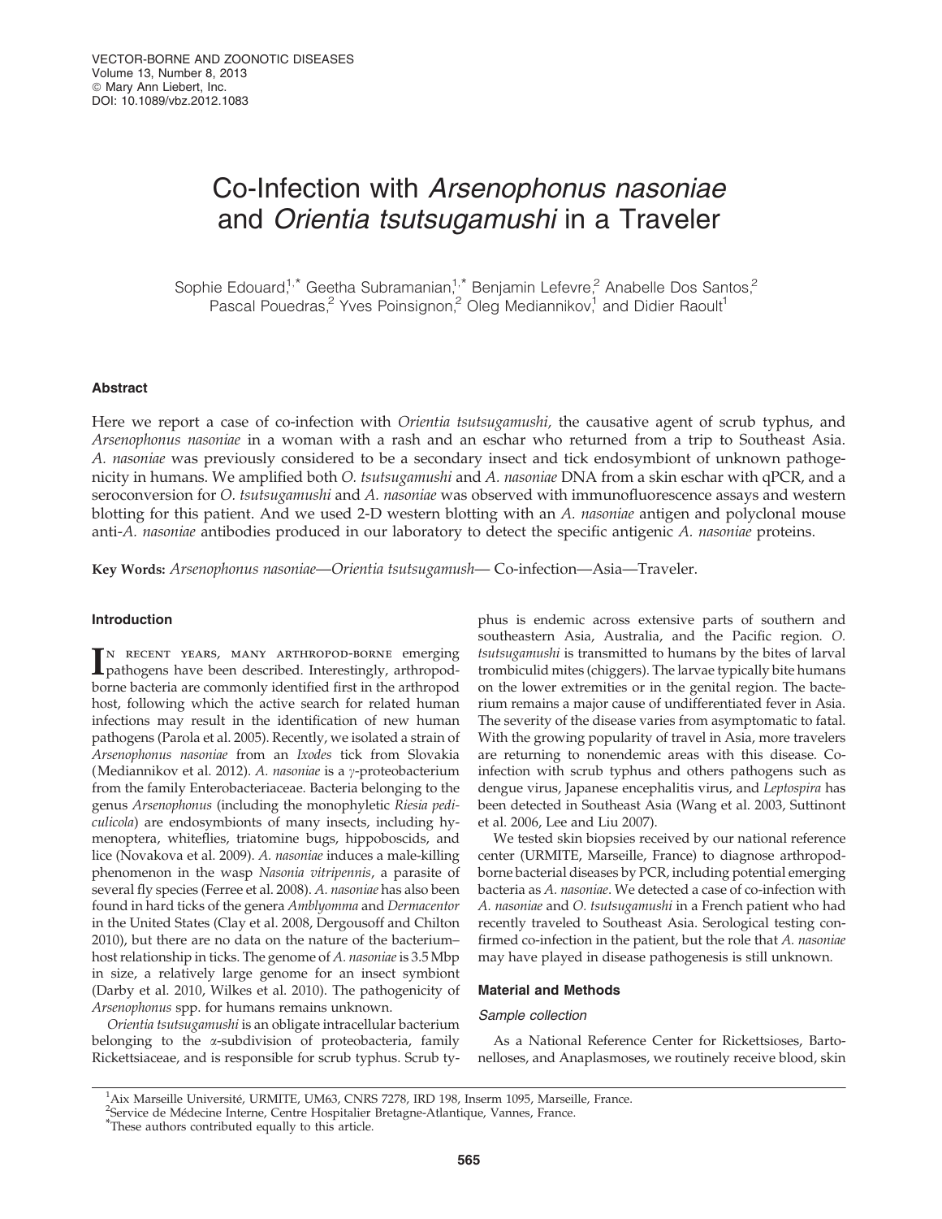# Co-Infection with *Arsenophonus nasoniae* and *Orientia tsutsugamushi* in a Traveler

Sophie Edouard,[1,*] Geetha Subramanian,[1,*] Benjamin Lefevre,[2] Anabelle Dos Santos,[2] Pascal Pouedras,[2] Yves Poinsignon,[2] Oleg Mediannikov,[1] and Didier Raoult[1]

## Abstract

Here we report a case of co-infection with *Orientia tsutsugamushi*, the causative agent of scrub typhus, and *Arsenophonus nasoniae* in a woman with a rash and an eschar who returned from a trip to Southeast Asia. *A. nasoniae* was previously considered to be a secondary insect and tick endosymbiont of unknown pathogenicity in humans. We amplified both *O. tsutsugamushi* and *A. nasoniae* DNA from a skin eschar with qPCR, and a seroconversion for *O. tsutsugamushi* and *A. nasoniae* was observed with immunofluorescence assays and western blotting for this patient. And we used 2-D western blotting with an *A. nasoniae* antigen and polyclonal mouse anti-*A. nasoniae* antibodies produced in our laboratory to detect the specific antigenic *A. nasoniae* proteins.

**Key Words:** *Arsenophonus nasoniae*—*Orientia tsutsugamush*— Co-infection—Asia—Traveler.

## Introduction

In recent years, many arthropod-borne emerging pathogens have been described. Interestingly, arthropod-borne bacteria are commonly identified first in the arthropod host, following which the active search for related human infections may result in the identification of new human pathogens (Parola et al. 2005). Recently, we isolated a strain of *Arsenophonus nasoniae* from an *Ixodes* tick from Slovakia (Mediannikov et al. 2012). *A. nasoniae* is a $\gamma$-proteobacterium from the family Enterobacteriaceae. Bacteria belonging to the genus *Arsenophonus* (including the monophyletic *Riesia pediculicola*) are endosymbionts of many insects, including hymenoptera, whiteflies, triatomine bugs, hippoboscids, and lice (Novakova et al. 2009). *A. nasoniae* induces a male-killing phenomenon in the wasp *Nasonia vitripennis*, a parasite of several fly species (Ferree et al. 2008). *A. nasoniae* has also been found in hard ticks of the genera *Amblyomma* and *Dermacentor* in the United States (Clay et al. 2008, Dergousoff and Chilton 2010), but there are no data on the nature of the bacterium–host relationship in ticks. The genome of *A. nasoniae* is 3.5 Mbp in size, a relatively large genome for an insect symbiont (Darby et al. 2010, Wilkes et al. 2010). The pathogenicity of *Arsenophonus* spp. for humans remains unknown.

*Orientia tsutsugamushi* is an obligate intracellular bacterium belonging to the $\alpha$-subdivision of proteobacteria, family Rickettsiaceae, and is responsible for scrub typhus. Scrub typhus is endemic across extensive parts of southern and southeastern Asia, Australia, and the Pacific region. *O. tsutsugamushi* is transmitted to humans by the bites of larval trombiculid mites (chiggers). The larvae typically bite humans on the lower extremities or in the genital region. The bacterium remains a major cause of undifferentiated fever in Asia. The severity of the disease varies from asymptomatic to fatal. With the growing popularity of travel in Asia, more travelers are returning to nonendemic areas with this disease. Co-infection with scrub typhus and others pathogens such as dengue virus, Japanese encephalitis virus, and *Leptospira* has been detected in Southeast Asia (Wang et al. 2003, Suttinont et al. 2006, Lee and Liu 2007).

We tested skin biopsies received by our national reference center (URMITE, Marseille, France) to diagnose arthropod-borne bacterial diseases by PCR, including potential emerging bacteria as *A. nasoniae*. We detected a case of co-infection with *A. nasoniae* and *O. tsutsugamushi* in a French patient who had recently traveled to Southeast Asia. Serological testing confirmed co-infection in the patient, but the role that *A. nasoniae* may have played in disease pathogenesis is still unknown.

## Material and Methods

### Sample collection

As a National Reference Center for Rickettsioses, Bartonelloses, and Anaplasmoses, we routinely receive blood, skin

[1]Aix Marseille Université, URMITE, UM63, CNRS 7278, IRD 198, Inserm 1095, Marseille, France.
[2]Service de Médecine Interne, Centre Hospitalier Bretagne-Atlantique, Vannes, France.
[*]These authors contributed equally to this article.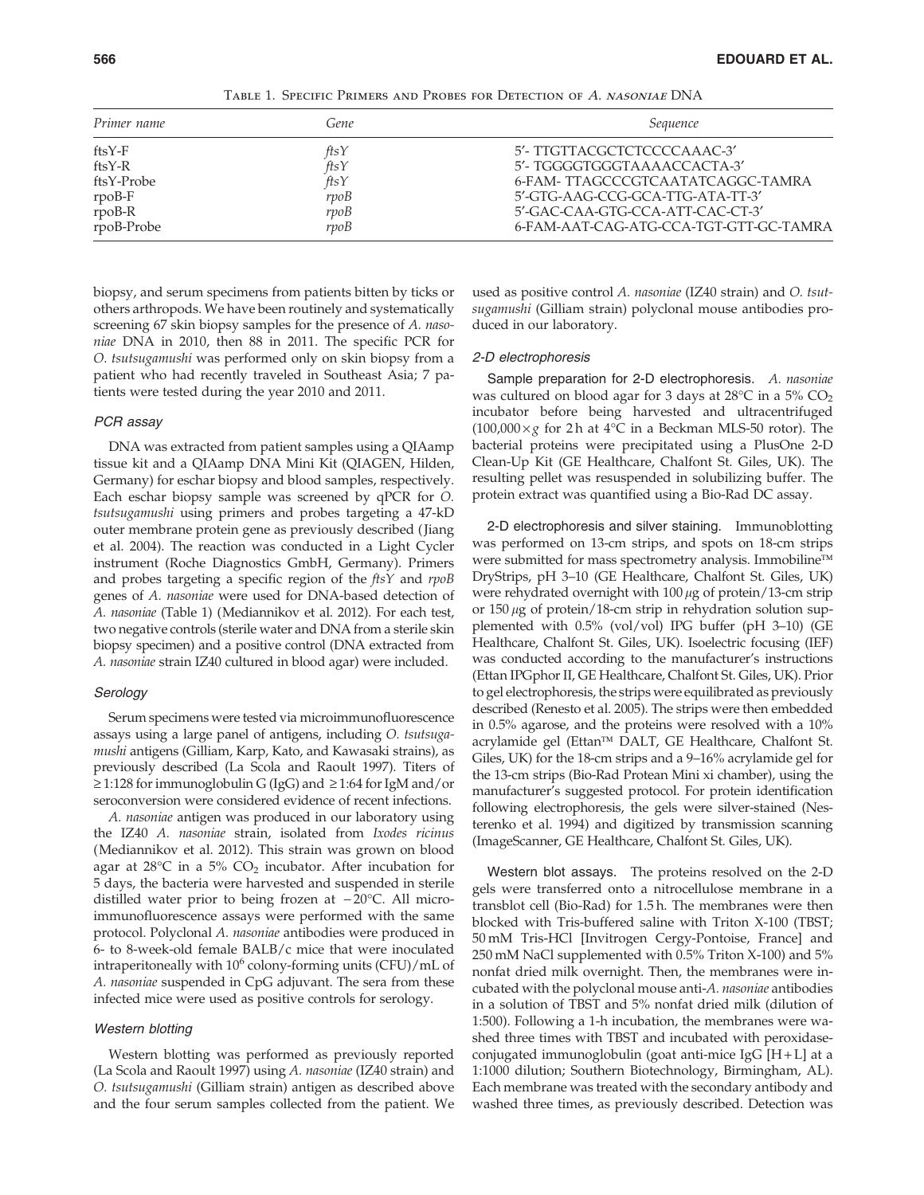Table 1. Specific Primers and Probes for Detection of *A. nasoniae* DNA

| Primer name | Gene | Sequence |
|---|---|---|
| ftsY-F | *ftsY* | 5′- TTGTTACGCTCTCCCCAAAC-3′ |
| ftsY-R | *ftsY* | 5′- TGGGGTGGGTAAAACCACTA-3′ |
| ftsY-Probe | *ftsY* | 6-FAM- TTAGCCCGTCAATATCAGGC-TAMRA |
| rpoB-F | *rpoB* | 5′-GTG-AAG-CCG-GCA-TTG-ATA-TT-3′ |
| rpoB-R | *rpoB* | 5′-GAC-CAA-GTG-CCA-ATT-CAC-CT-3′ |
| rpoB-Probe | *rpoB* | 6-FAM-AAT-CAG-ATG-CCA-TGT-GTT-GC-TAMRA |

biopsy, and serum specimens from patients bitten by ticks or others arthropods. We have been routinely and systematically screening 67 skin biopsy samples for the presence of *A. nasoniae* DNA in 2010, then 88 in 2011. The specific PCR for *O. tsutsugamushi* was performed only on skin biopsy from a patient who had recently traveled in Southeast Asia; 7 patients were tested during the year 2010 and 2011.

### *PCR assay*

DNA was extracted from patient samples using a QIAamp tissue kit and a QIAamp DNA Mini Kit (QIAGEN, Hilden, Germany) for eschar biopsy and blood samples, respectively. Each eschar biopsy sample was screened by qPCR for *O. tsutsugamushi* using primers and probes targeting a 47-kD outer membrane protein gene as previously described (Jiang et al. 2004). The reaction was conducted in a Light Cycler instrument (Roche Diagnostics GmbH, Germany). Primers and probes targeting a specific region of the *ftsY* and *rpoB* genes of *A. nasoniae* were used for DNA-based detection of *A. nasoniae* (Table 1) (Mediannikov et al. 2012). For each test, two negative controls (sterile water and DNA from a sterile skin biopsy specimen) and a positive control (DNA extracted from *A. nasoniae* strain IZ40 cultured in blood agar) were included.

### *Serology*

Serum specimens were tested via microimmunofluorescence assays using a large panel of antigens, including *O. tsutsugamushi* antigens (Gilliam, Karp, Kato, and Kawasaki strains), as previously described (La Scola and Raoult 1997). Titers of ≥1:128 for immunoglobulin G (IgG) and ≥1:64 for IgM and/or seroconversion were considered evidence of recent infections.

*A. nasoniae* antigen was produced in our laboratory using the IZ40 *A. nasoniae* strain, isolated from *Ixodes ricinus* (Mediannikov et al. 2012). This strain was grown on blood agar at 28°C in a 5% $CO_2$ incubator. After incubation for 5 days, the bacteria were harvested and suspended in sterile distilled water prior to being frozen at −20°C. All microimmunofluorescence assays were performed with the same protocol. Polyclonal *A. nasoniae* antibodies were produced in 6- to 8-week-old female BALB/c mice that were inoculated intraperitoneally with $10^6$ colony-forming units (CFU)/mL of *A. nasoniae* suspended in CpG adjuvant. The sera from these infected mice were used as positive controls for serology.

### *Western blotting*

Western blotting was performed as previously reported (La Scola and Raoult 1997) using *A. nasoniae* (IZ40 strain) and *O. tsutsugamushi* (Gilliam strain) antigen as described above and the four serum samples collected from the patient. We used as positive control *A. nasoniae* (IZ40 strain) and *O. tsutsugamushi* (Gilliam strain) polyclonal mouse antibodies produced in our laboratory.

### *2-D electrophoresis*

**Sample preparation for 2-D electrophoresis.** *A. nasoniae* was cultured on blood agar for 3 days at 28°C in a 5% $CO_2$ incubator before being harvested and ultracentrifuged (100,000×*g* for 2 h at 4°C in a Beckman MLS-50 rotor). The bacterial proteins were precipitated using a PlusOne 2-D Clean-Up Kit (GE Healthcare, Chalfont St. Giles, UK). The resulting pellet was resuspended in solubilizing buffer. The protein extract was quantified using a Bio-Rad DC assay.

**2-D electrophoresis and silver staining.** Immunoblotting was performed on 13-cm strips, and spots on 18-cm strips were submitted for mass spectrometry analysis. Immobiline™ DryStrips, pH 3–10 (GE Healthcare, Chalfont St. Giles, UK) were rehydrated overnight with 100 μg of protein/13-cm strip or 150 μg of protein/18-cm strip in rehydration solution supplemented with 0.5% (vol/vol) IPG buffer (pH 3–10) (GE Healthcare, Chalfont St. Giles, UK). Isoelectric focusing (IEF) was conducted according to the manufacturer's instructions (Ettan IPGphor II, GE Healthcare, Chalfont St. Giles, UK). Prior to gel electrophoresis, the strips were equilibrated as previously described (Renesto et al. 2005). The strips were then embedded in 0.5% agarose, and the proteins were resolved with a 10% acrylamide gel (Ettan™ DALT, GE Healthcare, Chalfont St. Giles, UK) for the 18-cm strips and a 9–16% acrylamide gel for the 13-cm strips (Bio-Rad Protean Mini xi chamber), using the manufacturer's suggested protocol. For protein identification following electrophoresis, the gels were silver-stained (Nesterenko et al. 1994) and digitized by transmission scanning (ImageScanner, GE Healthcare, Chalfont St. Giles, UK).

**Western blot assays.** The proteins resolved on the 2-D gels were transferred onto a nitrocellulose membrane in a transblot cell (Bio-Rad) for 1.5 h. The membranes were then blocked with Tris-buffered saline with Triton X-100 (TBST; 50 mM Tris-HCl [Invitrogen Cergy-Pontoise, France] and 250 mM NaCl supplemented with 0.5% Triton X-100) and 5% nonfat dried milk overnight. Then, the membranes were incubated with the polyclonal mouse anti-*A. nasoniae* antibodies in a solution of TBST and 5% nonfat dried milk (dilution of 1:500). Following a 1-h incubation, the membranes were washed three times with TBST and incubated with peroxidase-conjugated immunoglobulin (goat anti-mice IgG [H+L] at a 1:1000 dilution; Southern Biotechnology, Birmingham, AL). Each membrane was treated with the secondary antibody and washed three times, as previously described. Detection was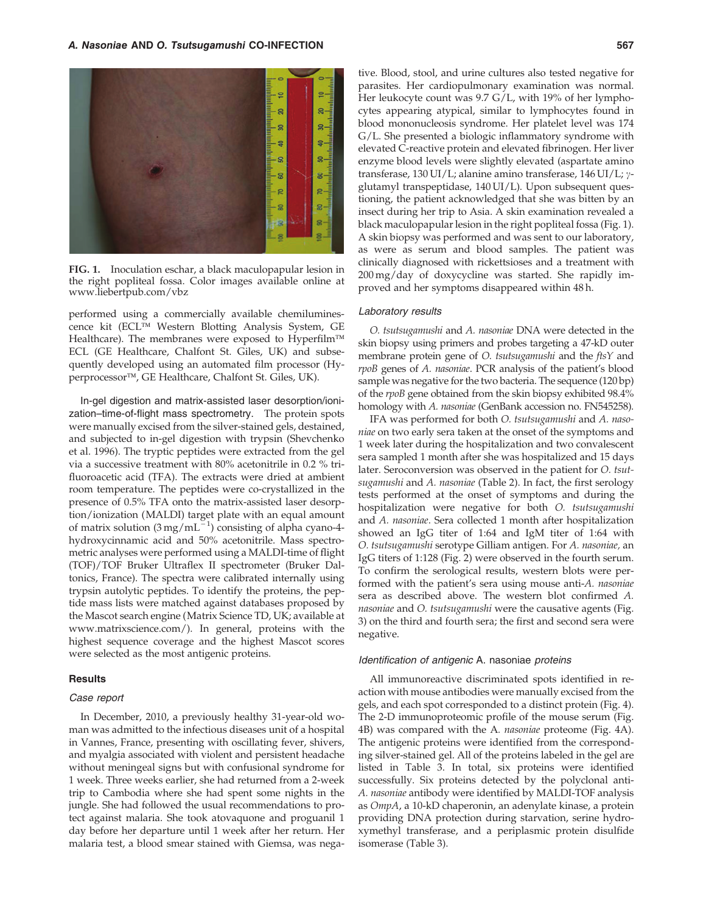FIG. 1. Inoculation eschar, a black maculopapular lesion in the right popliteal fossa. Color images available online at www.liebertpub.com/vbz

performed using a commercially available chemiluminescence kit (ECL™ Western Blotting Analysis System, GE Healthcare). The membranes were exposed to Hyperfilm™ ECL (GE Healthcare, Chalfont St. Giles, UK) and subsequently developed using an automated film processor (Hyperprocessor™, GE Healthcare, Chalfont St. Giles, UK).

**In-gel digestion and matrix-assisted laser desorption/ionization–time-of-flight mass spectrometry.** The protein spots were manually excised from the silver-stained gels, destained, and subjected to in-gel digestion with trypsin (Shevchenko et al. 1996). The tryptic peptides were extracted from the gel via a successive treatment with 80% acetonitrile in 0.2 % trifluoroacetic acid (TFA). The extracts were dried at ambient room temperature. The peptides were co-crystallized in the presence of 0.5% TFA onto the matrix-assisted laser desorption/ionization (MALDI) target plate with an equal amount of matrix solution ($3\,mg/mL^{-1}$) consisting of alpha cyano-4-hydroxycinnamic acid and 50% acetonitrile. Mass spectrometric analyses were performed using a MALDI-time of flight (TOF)/TOF Bruker Ultraflex II spectrometer (Bruker Daltonics, France). The spectra were calibrated internally using trypsin autolytic peptides. To identify the proteins, the peptide mass lists were matched against databases proposed by the Mascot search engine (Matrix Science TD, UK; available at www.matrixscience.com/). In general, proteins with the highest sequence coverage and the highest Mascot scores were selected as the most antigenic proteins.

## Results

### Case report

In December, 2010, a previously healthy 31-year-old woman was admitted to the infectious diseases unit of a hospital in Vannes, France, presenting with oscillating fever, shivers, and myalgia associated with violent and persistent headache without meningeal signs but with confusional syndrome for 1 week. Three weeks earlier, she had returned from a 2-week trip to Cambodia where she had spent some nights in the jungle. She had followed the usual recommendations to protect against malaria. She took atovaquone and proguanil 1 day before her departure until 1 week after her return. Her malaria test, a blood smear stained with Giemsa, was negative. Blood, stool, and urine cultures also tested negative for parasites. Her cardiopulmonary examination was normal. Her leukocyte count was 9.7 G/L, with 19% of her lymphocytes appearing atypical, similar to lymphocytes found in blood mononucleosis syndrome. Her platelet level was 174 G/L. She presented a biologic inflammatory syndrome with elevated C-reactive protein and elevated fibrinogen. Her liver enzyme blood levels were slightly elevated (aspartate amino transferase, 130 UI/L; alanine amino transferase, 146 UI/L; $\gamma$-glutamyl transpeptidase, 140 UI/L). Upon subsequent questioning, the patient acknowledged that she was bitten by an insect during her trip to Asia. A skin examination revealed a black maculopapular lesion in the right popliteal fossa (Fig. 1). A skin biopsy was performed and was sent to our laboratory, as were as serum and blood samples. The patient was clinically diagnosed with rickettsioses and a treatment with 200 mg/day of doxycycline was started. She rapidly improved and her symptoms disappeared within 48 h.

### Laboratory results

*O. tsutsugamushi* and *A. nasoniae* DNA were detected in the skin biopsy using primers and probes targeting a 47-kD outer membrane protein gene of *O. tsutsugamushi* and the *ftsY* and *rpoB* genes of *A. nasoniae*. PCR analysis of the patient's blood sample was negative for the two bacteria. The sequence (120 bp) of the *rpoB* gene obtained from the skin biopsy exhibited 98.4% homology with *A. nasoniae* (GenBank accession no. FN545258).

IFA was performed for both *O. tsutsugamushi* and *A. nasoniae* on two early sera taken at the onset of the symptoms and 1 week later during the hospitalization and two convalescent sera sampled 1 month after she was hospitalized and 15 days later. Seroconversion was observed in the patient for *O. tsutsugamushi* and *A. nasoniae* (Table 2). In fact, the first serology tests performed at the onset of symptoms and during the hospitalization were negative for both *O. tsutsugamushi* and *A. nasoniae*. Sera collected 1 month after hospitalization showed an IgG titer of 1:64 and IgM titer of 1:64 with *O. tsutsugamushi* serotype Gilliam antigen. For *A. nasoniae,* an IgG titers of 1:128 (Fig. 2) were observed in the fourth serum. To confirm the serological results, western blots were performed with the patient's sera using mouse anti-*A. nasoniae* sera as described above. The western blot confirmed *A. nasoniae* and *O. tsutsugamushi* were the causative agents (Fig. 3) on the third and fourth sera; the first and second sera were negative.

### Identification of antigenic A. nasoniae proteins

All immunoreactive discriminated spots identified in reaction with mouse antibodies were manually excised from the gels, and each spot corresponded to a distinct protein (Fig. 4). The 2-D immunoproteomic profile of the mouse serum (Fig. 4B) was compared with the A. *nasoniae* proteome (Fig. 4A). The antigenic proteins were identified from the corresponding silver-stained gel. All of the proteins labeled in the gel are listed in Table 3. In total, six proteins were identified successfully. Six proteins detected by the polyclonal anti-*A. nasoniae* antibody were identified by MALDI-TOF analysis as *OmpA*, a 10-kD chaperonin, an adenylate kinase, a protein providing DNA protection during starvation, serine hydroxymethyl transferase, and a periplasmic protein disulfide isomerase (Table 3).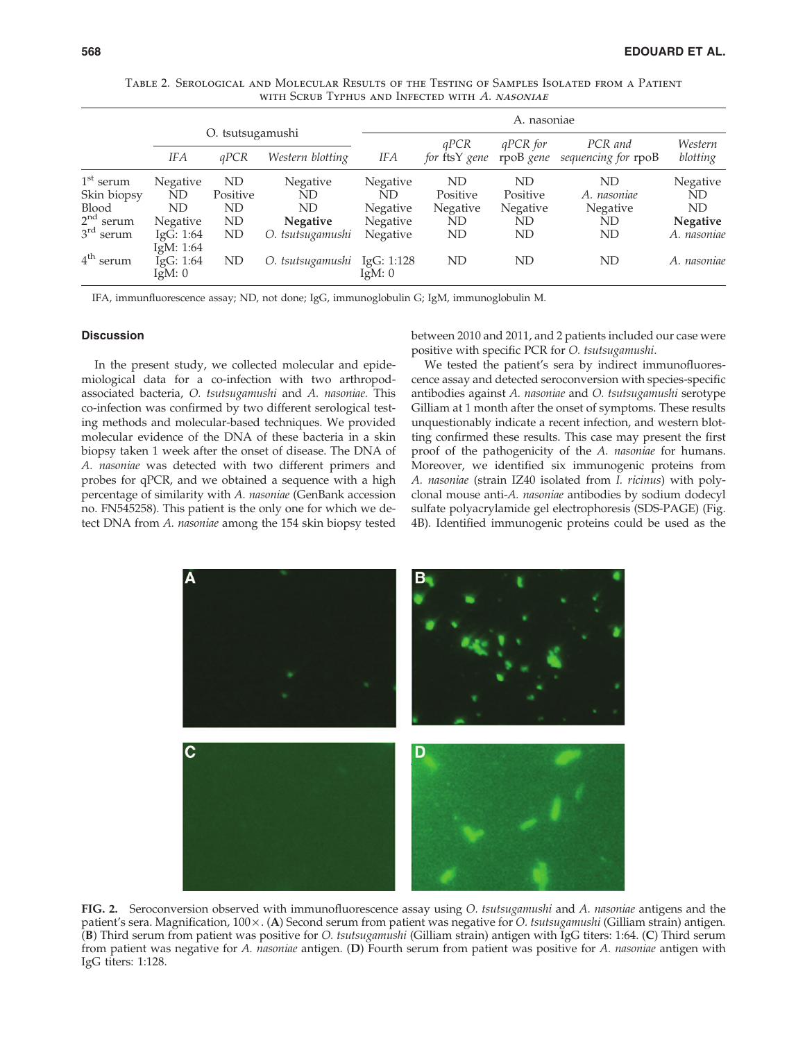Table 2. Serological and Molecular Results of the Testing of Samples Isolated from a Patient with Scrub Typhus and Infected with *A. nasoniae*

| | O. tsutsugamushi | | | A. nasoniae | | | | |
|---|---|---|---|---|---|---|---|---|
| | *IFA* | *qPCR* | *Western blotting* | *IFA* | *qPCR for* ftsY *gene* | *qPCR for* rpoB *gene* | *PCR and sequencing for* rpoB | *Western blotting* |
| 1st serum | Negative | ND | Negative | Negative | ND | ND | ND | Negative |
| Skin biopsy | ND | Positive | ND | ND | Positive | Positive | *A. nasoniae* | ND |
| Blood | ND | ND | ND | Negative | Negative | Negative | Negative | ND |
| 2nd serum | Negative | ND | **Negative** | Negative | ND | ND | ND | **Negative** |
| 3rd serum | IgG: 1:64 IgM: 1:64 | ND | *O. tsutsugamushi* | Negative | ND | ND | ND | *A. nasoniae* |
| 4th serum | IgG: 1:64 IgM: 0 | ND | *O. tsutsugamushi* | IgG: 1:128 IgM: 0 | ND | ND | ND | *A. nasoniae* |

IFA, immunfluorescence assay; ND, not done; IgG, immunoglobulin G; IgM, immunoglobulin M.

## Discussion

In the present study, we collected molecular and epidemiological data for a co-infection with two arthropod-associated bacteria, *O. tsutsugamushi* and *A. nasoniae.* This co-infection was confirmed by two different serological testing methods and molecular-based techniques. We provided molecular evidence of the DNA of these bacteria in a skin biopsy taken 1 week after the onset of disease. The DNA of *A. nasoniae* was detected with two different primers and probes for qPCR, and we obtained a sequence with a high percentage of similarity with *A. nasoniae* (GenBank accession no. FN545258). This patient is the only one for which we detect DNA from *A. nasoniae* among the 154 skin biopsy tested between 2010 and 2011, and 2 patients included our case were positive with specific PCR for *O. tsutsugamushi*.

We tested the patient's sera by indirect immunofluorescence assay and detected seroconversion with species-specific antibodies against *A. nasoniae* and *O. tsutsugamushi* serotype Gilliam at 1 month after the onset of symptoms. These results unquestionably indicate a recent infection, and western blotting confirmed these results. This case may present the first proof of the pathogenicity of the *A. nasoniae* for humans. Moreover, we identified six immunogenic proteins from *A. nasoniae* (strain IZ40 isolated from *I. ricinus*) with polyclonal mouse anti-*A. nasoniae* antibodies by sodium dodecyl sulfate polyacrylamide gel electrophoresis (SDS-PAGE) (Fig. 4B). Identified immunogenic proteins could be used as the

**FIG. 2.** Seroconversion observed with immunofluorescence assay using *O. tsutsugamushi* and *A. nasoniae* antigens and the patient's sera. Magnification, 100×. (**A**) Second serum from patient was negative for *O. tsutsugamushi* (Gilliam strain) antigen. (**B**) Third serum from patient was positive for *O. tsutsugamushi* (Gilliam strain) antigen with IgG titers: 1:64. (**C**) Third serum from patient was negative for *A. nasoniae* antigen. (**D**) Fourth serum from patient was positive for *A. nasoniae* antigen with IgG titers: 1:128.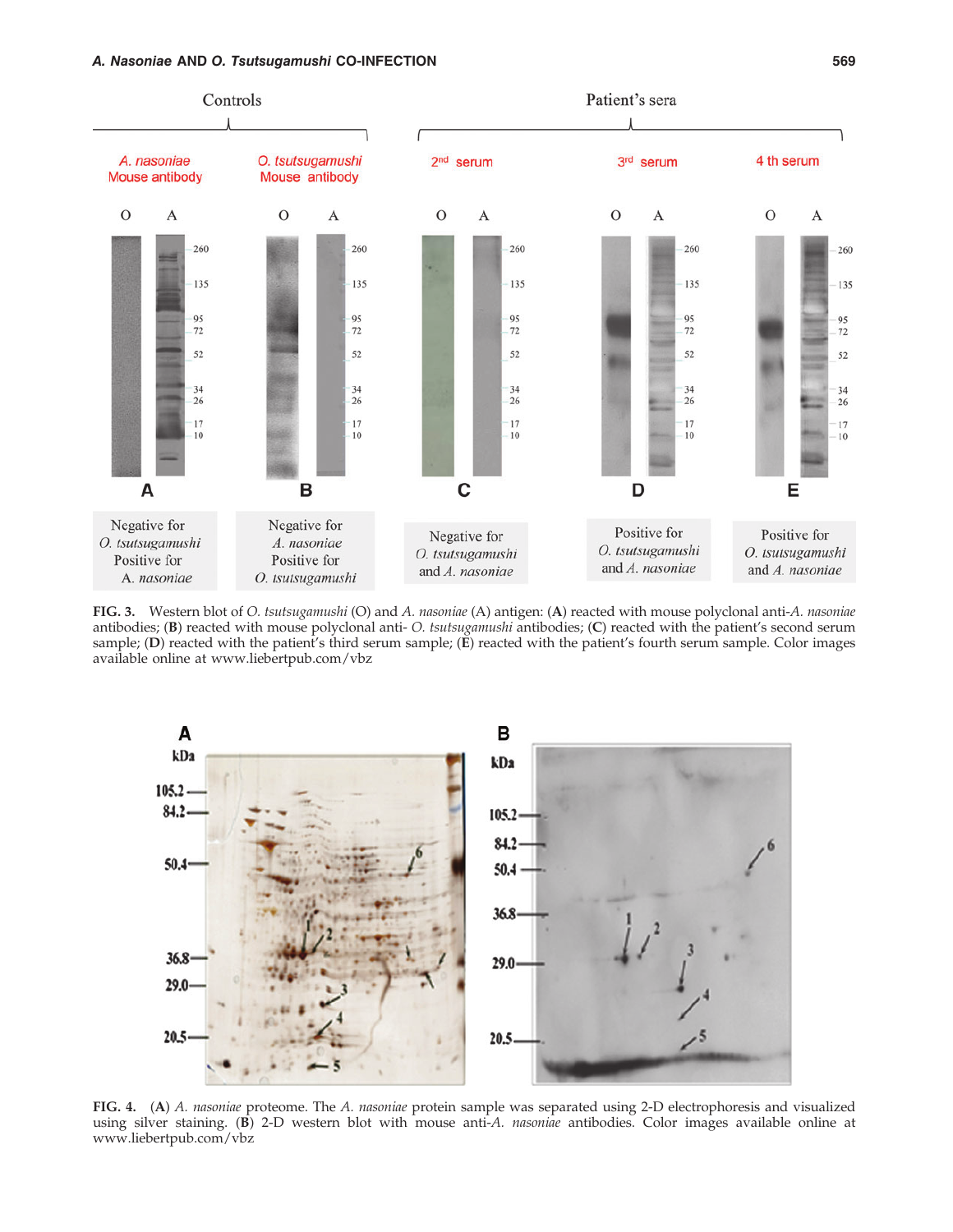**FIG. 3.** Western blot of *O. tsutsugamushi* (O) and *A. nasoniae* (A) antigen: (**A**) reacted with mouse polyclonal anti-*A. nasoniae* antibodies; (**B**) reacted with mouse polyclonal anti- *O. tsutsugamushi* antibodies; (**C**) reacted with the patient's second serum sample; (**D**) reacted with the patient's third serum sample; (**E**) reacted with the patient's fourth serum sample. Color images available online at www.liebertpub.com/vbz

**FIG. 4.** (**A**) *A. nasoniae* proteome. The *A. nasoniae* protein sample was separated using 2-D electrophoresis and visualized using silver staining. (**B**) 2-D western blot with mouse anti-*A. nasoniae* antibodies. Color images available online at www.liebertpub.com/vbz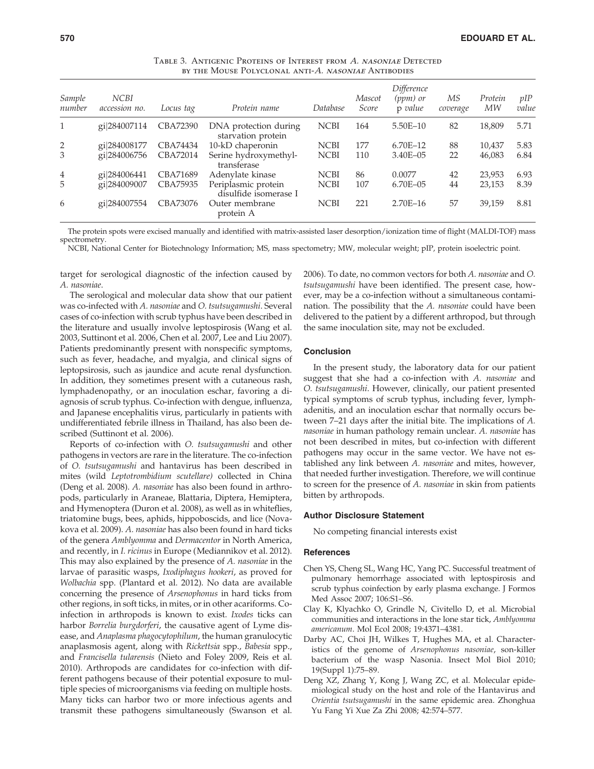Table 3. Antigenic Proteins of Interest from *A. nasoniae* Detected by the Mouse Polyclonal anti-*A. nasoniae* Antibodies

| Sample number | NCBI accession no. | Locus tag | Protein name | Database | Mascot Score | Difference (ppm) or p value | MS coverage | Protein MW | pIP value |
|---|---|---|---|---|---|---|---|---|---|
| 1 | gi\|284007114 | CBA72390 | DNA protection during starvation protein | NCBI | 164 | 5.50E–10 | 82 | 18,809 | 5.71 |
| 2 | gi\|284008177 | CBA74434 | 10-kD chaperonin | NCBI | 177 | 6.70E–12 | 88 | 10,437 | 5.83 |
| 3 | gi\|284006756 | CBA72014 | Serine hydroxymethyl-transferase | NCBI | 110 | 3.40E–05 | 22 | 46,083 | 6.84 |
| 4 | gi\|284006441 | CBA71689 | Adenylate kinase | NCBI | 86 | 0.0077 | 42 | 23,953 | 6.93 |
| 5 | gi\|284009007 | CBA75935 | Periplasmic protein disulfide isomerase I | NCBI | 107 | 6.70E–05 | 44 | 23,153 | 8.39 |
| 6 | gi\|284007554 | CBA73076 | Outer membrane protein A | NCBI | 221 | 2.70E–16 | 57 | 39,159 | 8.81 |

The protein spots were excised manually and identified with matrix-assisted laser desorption/ionization time of flight (MALDI-TOF) mass spectrometry.

NCBI, National Center for Biotechnology Information; MS, mass spectometry; MW, molecular weight; pIP, protein isoelectric point.

target for serological diagnostic of the infection caused by *A. nasoniae*.

The serological and molecular data show that our patient was co-infected with *A. nasoniae* and *O. tsutsugamushi*. Several cases of co-infection with scrub typhus have been described in the literature and usually involve leptospirosis (Wang et al. 2003, Suttinont et al. 2006, Chen et al. 2007, Lee and Liu 2007). Patients predominantly present with nonspecific symptoms, such as fever, headache, and myalgia, and clinical signs of leptopsirosis, such as jaundice and acute renal dysfunction. In addition, they sometimes present with a cutaneous rash, lymphadenopathy, or an inoculation eschar, favoring a diagnosis of scrub typhus. Co-infection with dengue, influenza, and Japanese encephalitis virus, particularly in patients with undifferentiated febrile illness in Thailand, has also been described (Suttinont et al. 2006).

Reports of co-infection with *O. tsutsugamushi* and other pathogens in vectors are rare in the literature. The co-infection of *O. tsutsugamushi* and hantavirus has been described in mites (wild *Leptotrombidium scutellare)* collected in China (Deng et al. 2008). *A. nasoniae* has also been found in arthropods, particularly in Araneae, Blattaria, Diptera, Hemiptera, and Hymenoptera (Duron et al. 2008), as well as in whiteflies, triatomine bugs, bees, aphids, hippoboscids, and lice (Novakova et al. 2009). *A. nasoniae* has also been found in hard ticks of the genera *Amblyomma* and *Dermacentor* in North America, and recently, in *I. ricinus* in Europe (Mediannikov et al. 2012). This may also explained by the presence of *A. nasoniae* in the larvae of parasitic wasps, *Ixodiphagus hookeri*, as proved for *Wolbachia* spp. (Plantard et al. 2012). No data are available concerning the presence of *Arsenophonus* in hard ticks from other regions, in soft ticks, in mites, or in other acariforms. Co-infection in arthropods is known to exist. *Ixodes* ticks can harbor *Borrelia burgdorferi*, the causative agent of Lyme disease, and *Anaplasma phagocytophilum*, the human granulocytic anaplasmosis agent, along with *Rickettsia* spp., *Babesia* spp., and *Francisella tularensis* (Nieto and Foley 2009, Reis et al. 2010). Arthropods are candidates for co-infection with different pathogens because of their potential exposure to multiple species of microorganisms via feeding on multiple hosts. Many ticks can harbor two or more infectious agents and transmit these pathogens simultaneously (Swanson et al. 2006). To date, no common vectors for both *A. nasoniae* and *O. tsutsugamushi* have been identified. The present case, however, may be a co-infection without a simultaneous contamination. The possibility that the *A. nasoniae* could have been delivered to the patient by a different arthropod, but through the same inoculation site, may not be excluded.

## Conclusion

In the present study, the laboratory data for our patient suggest that she had a co-infection with *A. nasoniae* and *O. tsutsugamushi*. However, clinically, our patient presented typical symptoms of scrub typhus, including fever, lymphadenitis, and an inoculation eschar that normally occurs between 7–21 days after the initial bite. The implications of *A. nasoniae* in human pathology remain unclear. *A. nasoniae* has not been described in mites, but co-infection with different pathogens may occur in the same vector. We have not established any link between *A. nasoniae* and mites, however, that needed further investigation. Therefore, we will continue to screen for the presence of *A. nasoniae* in skin from patients bitten by arthropods.

## Author Disclosure Statement

No competing financial interests exist

## References

Chen YS, Cheng SL, Wang HC, Yang PC. Successful treatment of pulmonary hemorrhage associated with leptospirosis and scrub typhus coinfection by early plasma exchange. J Formos Med Assoc 2007; 106:S1–S6.

Clay K, Klyachko O, Grindle N, Civitello D, et al. Microbial communities and interactions in the lone star tick, *Amblyomma americanum*. Mol Ecol 2008; 19:4371–4381.

Darby AC, Choi JH, Wilkes T, Hughes MA, et al. Characteristics of the genome of *Arsenophonus nasoniae*, son-killer bacterium of the wasp Nasonia. Insect Mol Biol 2010; 19(Suppl 1):75–89.

Deng XZ, Zhang Y, Kong J, Wang ZC, et al. Molecular epidemiological study on the host and role of the Hantavirus and *Orientia tsutsugamushi* in the same epidemic area. Zhonghua Yu Fang Yi Xue Za Zhi 2008; 42:574–577.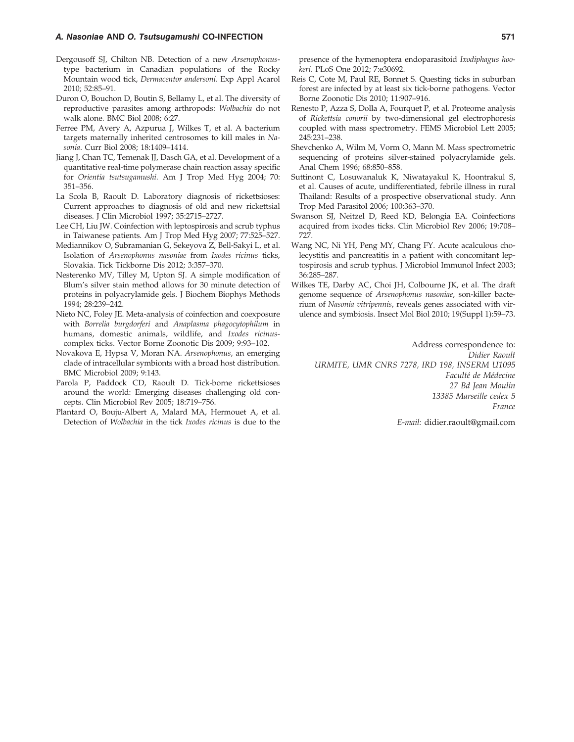Dergousoff SJ, Chilton NB. Detection of a new *Arsenophonus*-type bacterium in Canadian populations of the Rocky Mountain wood tick, *Dermacentor andersoni*. Exp Appl Acarol 2010; 52:85–91.

Duron O, Bouchon D, Boutin S, Bellamy L, et al. The diversity of reproductive parasites among arthropods: *Wolbachia* do not walk alone. BMC Biol 2008; 6:27.

Ferree PM, Avery A, Azpurua J, Wilkes T, et al. A bacterium targets maternally inherited centrosomes to kill males in *Nasonia*. Curr Biol 2008; 18:1409–1414.

Jiang J, Chan TC, Temenak JJ, Dasch GA, et al. Development of a quantitative real-time polymerase chain reaction assay specific for *Orientia tsutsugamushi*. Am J Trop Med Hyg 2004; 70: 351–356.

La Scola B, Raoult D. Laboratory diagnosis of rickettsioses: Current approaches to diagnosis of old and new rickettsial diseases. J Clin Microbiol 1997; 35:2715–2727.

Lee CH, Liu JW. Coinfection with leptospirosis and scrub typhus in Taiwanese patients. Am J Trop Med Hyg 2007; 77:525–527.

Mediannikov O, Subramanian G, Sekeyova Z, Bell-Sakyi L, et al. Isolation of *Arsenophonus nasoniae* from *Ixodes ricinus* ticks, Slovakia. Tick Tickborne Dis 2012; 3:357–370.

Nesterenko MV, Tilley M, Upton SJ. A simple modification of Blum's silver stain method allows for 30 minute detection of proteins in polyacrylamide gels. J Biochem Biophys Methods 1994; 28:239–242.

Nieto NC, Foley JE. Meta-analysis of coinfection and coexposure with *Borrelia burgdorferi* and *Anaplasma phagocytophilum* in humans, domestic animals, wildlife, and *Ixodes ricinus*-complex ticks. Vector Borne Zoonotic Dis 2009; 9:93–102.

Novakova E, Hypsa V, Moran NA. *Arsenophonus*, an emerging clade of intracellular symbionts with a broad host distribution. BMC Microbiol 2009; 9:143.

Parola P, Paddock CD, Raoult D. Tick-borne rickettsioses around the world: Emerging diseases challenging old concepts. Clin Microbiol Rev 2005; 18:719–756.

Plantard O, Bouju-Albert A, Malard MA, Hermouet A, et al. Detection of *Wolbachia* in the tick *Ixodes ricinus* is due to the presence of the hymenoptera endoparasitoid *Ixodiphagus hookeri*. PLoS One 2012; 7:e30692.

Reis C, Cote M, Paul RE, Bonnet S. Questing ticks in suburban forest are infected by at least six tick-borne pathogens. Vector Borne Zoonotic Dis 2010; 11:907–916.

Renesto P, Azza S, Dolla A, Fourquet P, et al. Proteome analysis of *Rickettsia conorii* by two-dimensional gel electrophoresis coupled with mass spectrometry. FEMS Microbiol Lett 2005; 245:231–238.

Shevchenko A, Wilm M, Vorm O, Mann M. Mass spectrometric sequencing of proteins silver-stained polyacrylamide gels. Anal Chem 1996; 68:850–858.

Suttinont C, Losuwanaluk K, Niwatayakul K, Hoontrakul S, et al. Causes of acute, undifferentiated, febrile illness in rural Thailand: Results of a prospective observational study. Ann Trop Med Parasitol 2006; 100:363–370.

Swanson SJ, Neitzel D, Reed KD, Belongia EA. Coinfections acquired from ixodes ticks. Clin Microbiol Rev 2006; 19:708–727.

Wang NC, Ni YH, Peng MY, Chang FY. Acute acalculous cholecystitis and pancreatitis in a patient with concomitant leptospirosis and scrub typhus. J Microbiol Immunol Infect 2003; 36:285–287.

Wilkes TE, Darby AC, Choi JH, Colbourne JK, et al. The draft genome sequence of *Arsenophonus nasoniae*, son-killer bacterium of *Nasonia vitripennis*, reveals genes associated with virulence and symbiosis. Insect Mol Biol 2010; 19(Suppl 1):59–73.

Address correspondence to:
*Didier Raoult*
*URMITE, UMR CNRS 7278, IRD 198, INSERM U1095*
*Faculté de Médecine*
*27 Bd Jean Moulin*
*13385 Marseille cedex 5*
*France*

*E-mail:* didier.raoult@gmail.com